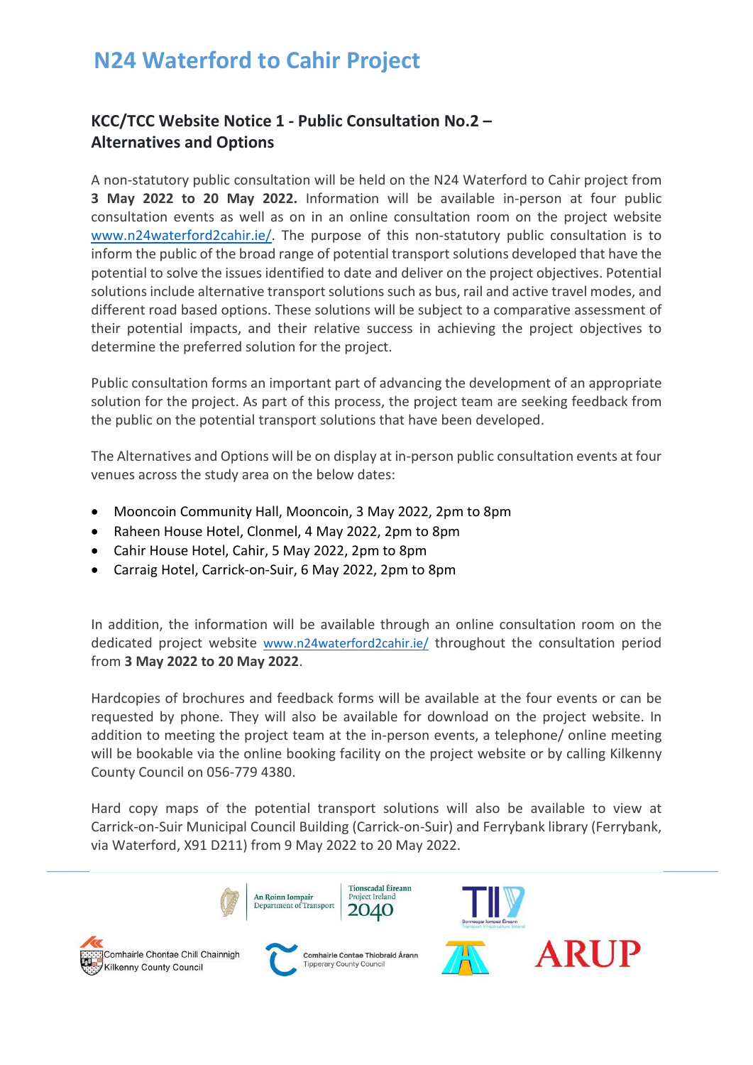# N24 Waterford to Cahir Project

## KCC/TCC Website Notice 1 - Public Consultation No.2 – Alternatives and Options

A non-statutory public consultation will be held on the N24 Waterford to Cahir project from **3 May 2022 to 20 May 2022.** Information will be available in-person at four public consultation events as well as on in an online consultation room on the project website www.n24waterford2cahir.ie/. The purpose of this non-statutory public consultation is to inform the public of the broad range of potential transport solutions developed that have the potential to solve the issues identified to date and deliver on the project objectives. Potential solutions include alternative transport solutions such as bus, rail and active travel modes, and different road based options. These solutions will be subject to a comparative assessment of their potential impacts, and their relative success in achieving the project objectives to determine the preferred solution for the project.

Public consultation forms an important part of advancing the development of an appropriate solution for the project. As part of this process, the project team are seeking feedback from the public on the potential transport solutions that have been developed.

The Alternatives and Options will be on display at in-person public consultation events at four venues across the study area on the below dates:

- Mooncoin Community Hall, Mooncoin, 3 May 2022, 2pm to 8pm
- Raheen House Hotel, Clonmel, 4 May 2022, 2pm to 8pm
- Cahir House Hotel, Cahir, 5 May 2022, 2pm to 8pm
- Carraig Hotel, Carrick-on-Suir, 6 May 2022, 2pm to 8pm

In addition, the information will be available through an online consultation room on the dedicated project website www.n24waterford2cahir.ie/ throughout the consultation period from **3 May 2022 to 20 May 2022**.

Hardcopies of brochures and feedback forms will be available at the four events or can be requested by phone. They will also be available for download on the project website. In addition to meeting the project team at the in-person events, a telephone/ online meeting will be bookable via the online booking facility on the project website or by calling Kilkenny County Council on 056-779 4380.

Hard copy maps of the potential transport solutions will also be available to view at Carrick-on-Suir Municipal Council Building (Carrick-on-Suir) and Ferrybank library (Ferrybank, via Waterford, X91 D211) from 9 May 2022 to 20 May 2022.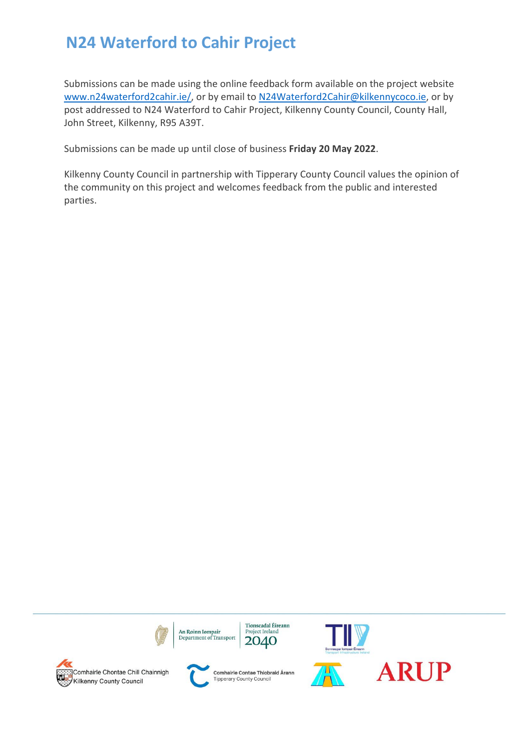# N24 Waterford to Cahir Project

Submissions can be made using the online feedback form available on the project website [www.n24waterford2cahir.ie/](www.n24waterford2cahir.ie/), or by email to [N24Waterford2Cahir@kilkennycoco.ie](mailto:N24Waterford2Cahir@kilkennycoco.ie), or by post addressed to N24 Waterford to Cahir Project, Kilkenny County Council, County Hall, John Street, Kilkenny, R95 A39T.

Submissions can be made up until close of business **Friday 20 May 2022**.

Kilkenny County Council in partnership with Tipperary County Council values the opinion of the community on this project and welcomes feedback from the public and interested parties.